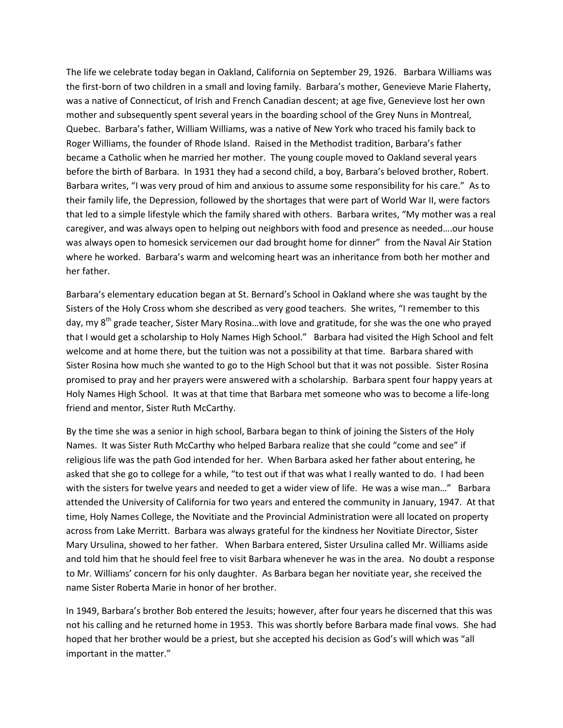The life we celebrate today began in Oakland, California on September 29, 1926. Barbara Williams was the first-born of two children in a small and loving family. Barbara's mother, Genevieve Marie Flaherty, was a native of Connecticut, of Irish and French Canadian descent; at age five, Genevieve lost her own mother and subsequently spent several years in the boarding school of the Grey Nuns in Montreal, Quebec. Barbara's father, William Williams, was a native of New York who traced his family back to Roger Williams, the founder of Rhode Island. Raised in the Methodist tradition, Barbara's father became a Catholic when he married her mother. The young couple moved to Oakland several years before the birth of Barbara. In 1931 they had a second child, a boy, Barbara's beloved brother, Robert. Barbara writes, "I was very proud of him and anxious to assume some responsibility for his care." As to their family life, the Depression, followed by the shortages that were part of World War II, were factors that led to a simple lifestyle which the family shared with others. Barbara writes, "My mother was a real caregiver, and was always open to helping out neighbors with food and presence as needed….our house was always open to homesick servicemen our dad brought home for dinner" from the Naval Air Station where he worked. Barbara's warm and welcoming heart was an inheritance from both her mother and her father.

Barbara's elementary education began at St. Bernard's School in Oakland where she was taught by the Sisters of the Holy Cross whom she described as very good teachers. She writes, "I remember to this day, my 8th grade teacher, Sister Mary Rosina…with love and gratitude, for she was the one who prayed that I would get a scholarship to Holy Names High School." Barbara had visited the High School and felt welcome and at home there, but the tuition was not a possibility at that time. Barbara shared with Sister Rosina how much she wanted to go to the High School but that it was not possible. Sister Rosina promised to pray and her prayers were answered with a scholarship. Barbara spent four happy years at Holy Names High School. It was at that time that Barbara met someone who was to become a life-long friend and mentor, Sister Ruth McCarthy.

By the time she was a senior in high school, Barbara began to think of joining the Sisters of the Holy Names. It was Sister Ruth McCarthy who helped Barbara realize that she could "come and see" if religious life was the path God intended for her. When Barbara asked her father about entering, he asked that she go to college for a while, "to test out if that was what I really wanted to do. I had been with the sisters for twelve years and needed to get a wider view of life. He was a wise man…" Barbara attended the University of California for two years and entered the community in January, 1947. At that time, Holy Names College, the Novitiate and the Provincial Administration were all located on property across from Lake Merritt. Barbara was always grateful for the kindness her Novitiate Director, Sister Mary Ursulina, showed to her father. When Barbara entered, Sister Ursulina called Mr. Williams aside and told him that he should feel free to visit Barbara whenever he was in the area. No doubt a response to Mr. Williams' concern for his only daughter. As Barbara began her novitiate year, she received the name Sister Roberta Marie in honor of her brother.

In 1949, Barbara's brother Bob entered the Jesuits; however, after four years he discerned that this was not his calling and he returned home in 1953. This was shortly before Barbara made final vows. She had hoped that her brother would be a priest, but she accepted his decision as God's will which was "all important in the matter."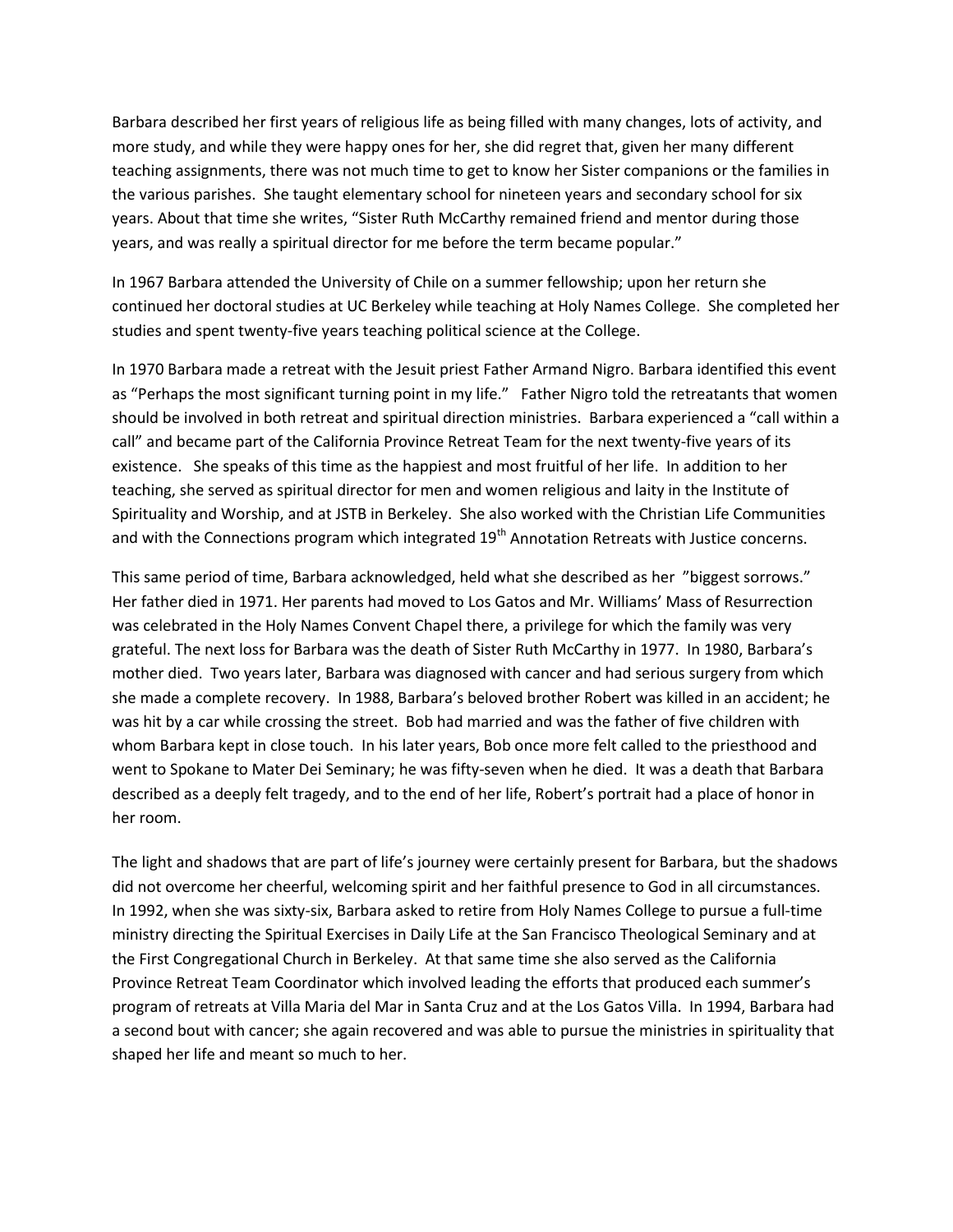Barbara described her first years of religious life as being filled with many changes, lots of activity, and more study, and while they were happy ones for her, she did regret that, given her many different teaching assignments, there was not much time to get to know her Sister companions or the families in the various parishes. She taught elementary school for nineteen years and secondary school for six years. About that time she writes, "Sister Ruth McCarthy remained friend and mentor during those years, and was really a spiritual director for me before the term became popular."

In 1967 Barbara attended the University of Chile on a summer fellowship; upon her return she continued her doctoral studies at UC Berkeley while teaching at Holy Names College. She completed her studies and spent twenty-five years teaching political science at the College.

In 1970 Barbara made a retreat with the Jesuit priest Father Armand Nigro. Barbara identified this event as "Perhaps the most significant turning point in my life." Father Nigro told the retreatants that women should be involved in both retreat and spiritual direction ministries. Barbara experienced a "call within a call" and became part of the California Province Retreat Team for the next twenty-five years of its existence. She speaks of this time as the happiest and most fruitful of her life. In addition to her teaching, she served as spiritual director for men and women religious and laity in the Institute of Spirituality and Worship, and at JSTB in Berkeley. She also worked with the Christian Life Communities and with the Connections program which integrated 19th Annotation Retreats with Justice concerns.

This same period of time, Barbara acknowledged, held what she described as her "biggest sorrows." Her father died in 1971. Her parents had moved to Los Gatos and Mr. Williams' Mass of Resurrection was celebrated in the Holy Names Convent Chapel there, a privilege for which the family was very grateful. The next loss for Barbara was the death of Sister Ruth McCarthy in 1977. In 1980, Barbara's mother died. Two years later, Barbara was diagnosed with cancer and had serious surgery from which she made a complete recovery. In 1988, Barbara's beloved brother Robert was killed in an accident; he was hit by a car while crossing the street. Bob had married and was the father of five children with whom Barbara kept in close touch. In his later years, Bob once more felt called to the priesthood and went to Spokane to Mater Dei Seminary; he was fifty-seven when he died. It was a death that Barbara described as a deeply felt tragedy, and to the end of her life, Robert's portrait had a place of honor in her room.

The light and shadows that are part of life's journey were certainly present for Barbara, but the shadows did not overcome her cheerful, welcoming spirit and her faithful presence to God in all circumstances. In 1992, when she was sixty-six, Barbara asked to retire from Holy Names College to pursue a full-time ministry directing the Spiritual Exercises in Daily Life at the San Francisco Theological Seminary and at the First Congregational Church in Berkeley. At that same time she also served as the California Province Retreat Team Coordinator which involved leading the efforts that produced each summer's program of retreats at Villa Maria del Mar in Santa Cruz and at the Los Gatos Villa. In 1994, Barbara had a second bout with cancer; she again recovered and was able to pursue the ministries in spirituality that shaped her life and meant so much to her.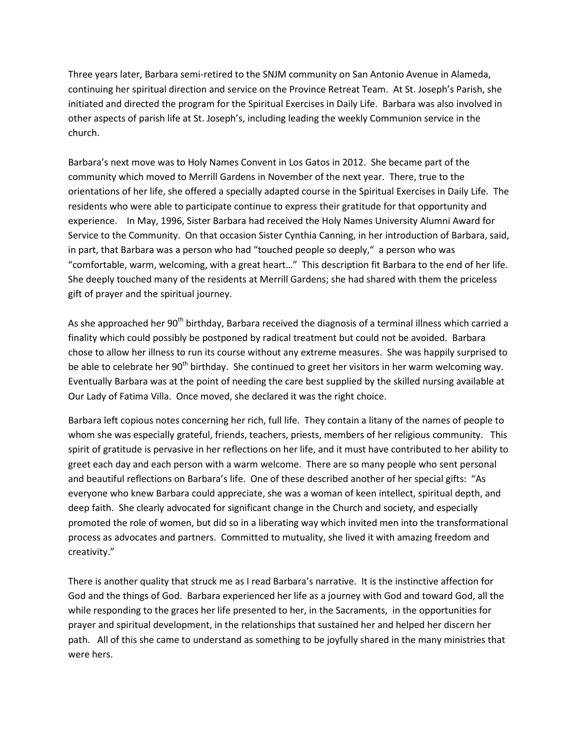Three years later, Barbara semi-retired to the SNJM community on San Antonio Avenue in Alameda, continuing her spiritual direction and service on the Province Retreat Team. At St. Joseph's Parish, she initiated and directed the program for the Spiritual Exercises in Daily Life. Barbara was also involved in other aspects of parish life at St. Joseph's, including leading the weekly Communion service in the church.

Barbara's next move was to Holy Names Convent in Los Gatos in 2012. She became part of the community which moved to Merrill Gardens in November of the next year. There, true to the orientations of her life, she offered a specially adapted course in the Spiritual Exercises in Daily Life. The residents who were able to participate continue to express their gratitude for that opportunity and experience. In May, 1996, Sister Barbara had received the Holy Names University Alumni Award for Service to the Community. On that occasion Sister Cynthia Canning, in her introduction of Barbara, said, in part, that Barbara was a person who had "touched people so deeply," a person who was "comfortable, warm, welcoming, with a great heart…" This description fit Barbara to the end of her life. She deeply touched many of the residents at Merrill Gardens; she had shared with them the priceless gift of prayer and the spiritual journey.

As she approached her 90th birthday, Barbara received the diagnosis of a terminal illness which carried a finality which could possibly be postponed by radical treatment but could not be avoided. Barbara chose to allow her illness to run its course without any extreme measures. She was happily surprised to be able to celebrate her 90th birthday. She continued to greet her visitors in her warm welcoming way. Eventually Barbara was at the point of needing the care best supplied by the skilled nursing available at Our Lady of Fatima Villa. Once moved, she declared it was the right choice.

Barbara left copious notes concerning her rich, full life. They contain a litany of the names of people to whom she was especially grateful, friends, teachers, priests, members of her religious community. This spirit of gratitude is pervasive in her reflections on her life, and it must have contributed to her ability to greet each day and each person with a warm welcome. There are so many people who sent personal and beautiful reflections on Barbara's life. One of these described another of her special gifts: "As everyone who knew Barbara could appreciate, she was a woman of keen intellect, spiritual depth, and deep faith. She clearly advocated for significant change in the Church and society, and especially promoted the role of women, but did so in a liberating way which invited men into the transformational process as advocates and partners. Committed to mutuality, she lived it with amazing freedom and creativity."

There is another quality that struck me as I read Barbara's narrative. It is the instinctive affection for God and the things of God. Barbara experienced her life as a journey with God and toward God, all the while responding to the graces her life presented to her, in the Sacraments, in the opportunities for prayer and spiritual development, in the relationships that sustained her and helped her discern her path. All of this she came to understand as something to be joyfully shared in the many ministries that were hers.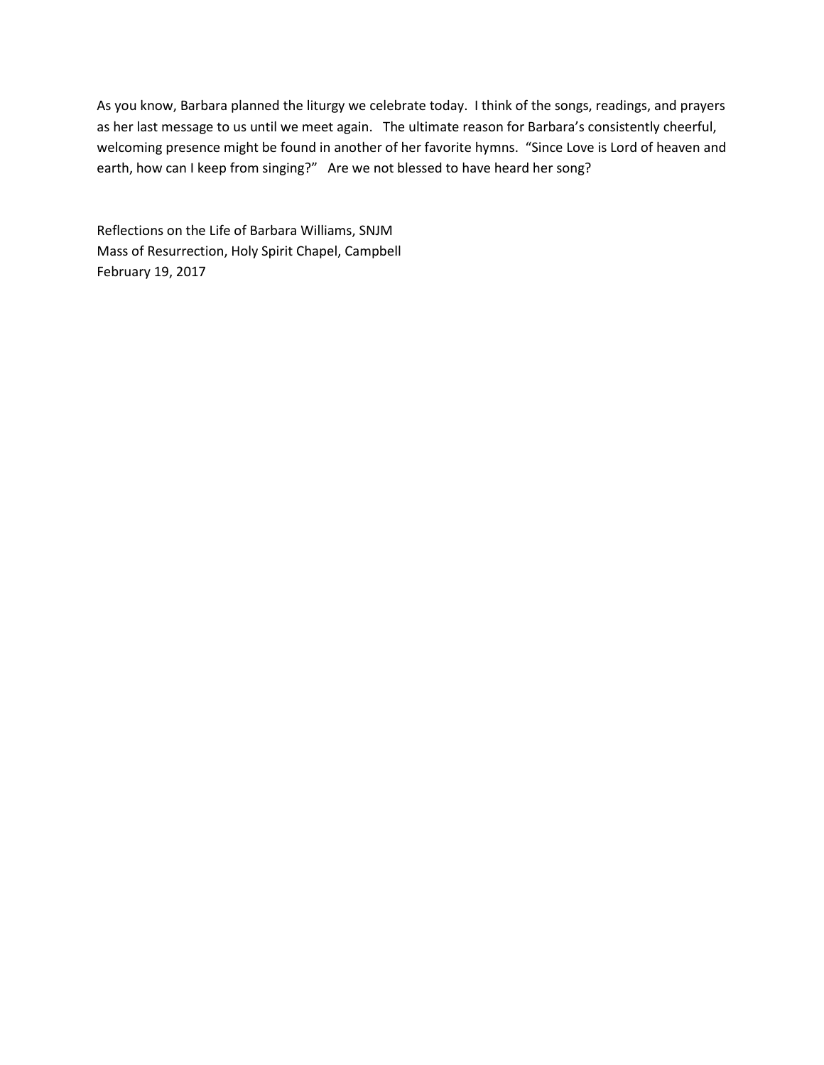As you know, Barbara planned the liturgy we celebrate today. I think of the songs, readings, and prayers as her last message to us until we meet again. The ultimate reason for Barbara's consistently cheerful, welcoming presence might be found in another of her favorite hymns. "Since Love is Lord of heaven and earth, how can I keep from singing?" Are we not blessed to have heard her song?

Reflections on the Life of Barbara Williams, SNJM
Mass of Resurrection, Holy Spirit Chapel, Campbell
February 19, 2017